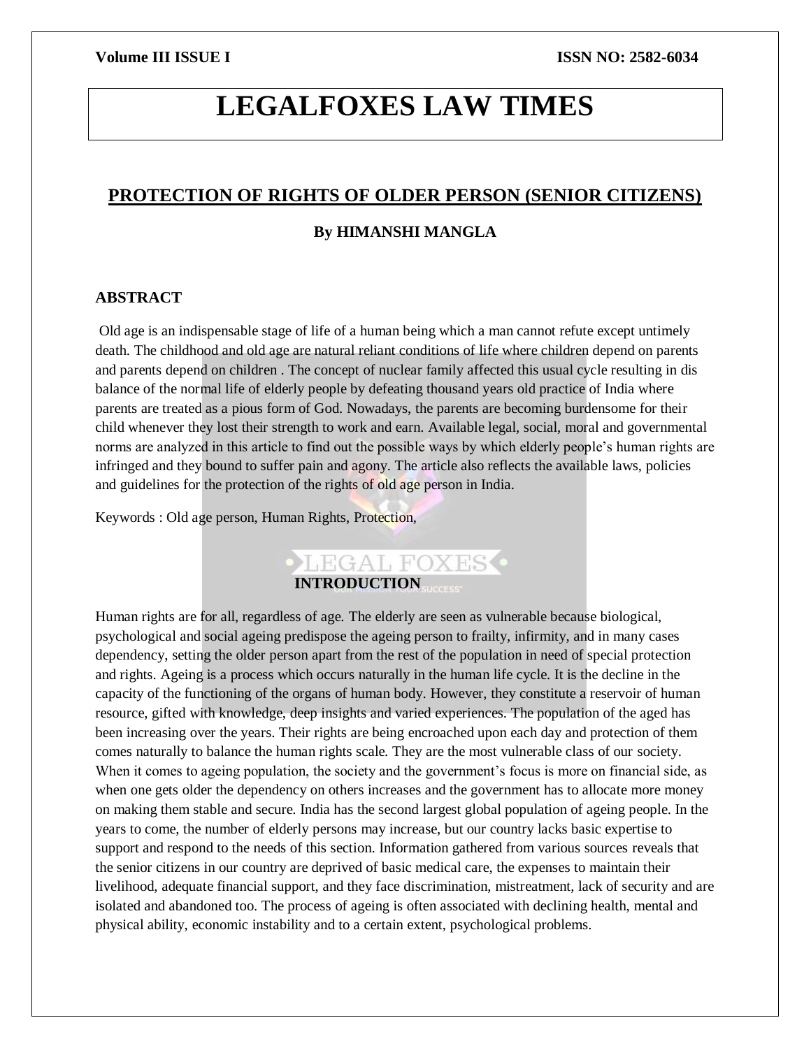# LEGALFOXES LAW TIMES

## PROTECTION OF RIGHTS OF OLDER PERSON (SENIOR CITIZENS)

**By HIMANSHI MANGLA**

### ABSTRACT

Old age is an indispensable stage of life of a human being which a man cannot refute except untimely death. The childhood and old age are natural reliant conditions of life where children depend on parents and parents depend on children . The concept of nuclear family affected this usual cycle resulting in dis balance of the normal life of elderly people by defeating thousand years old practice of India where parents are treated as a pious form of God. Nowadays, the parents are becoming burdensome for their child whenever they lost their strength to work and earn. Available legal, social, moral and governmental norms are analyzed in this article to find out the possible ways by which elderly people's human rights are infringed and they bound to suffer pain and agony. The article also reflects the available laws, policies and guidelines for the protection of the rights of old age person in India.

Keywords : Old age person, Human Rights, Protection,

### INTRODUCTION

Human rights are for all, regardless of age. The elderly are seen as vulnerable because biological, psychological and social ageing predispose the ageing person to frailty, infirmity, and in many cases dependency, setting the older person apart from the rest of the population in need of special protection and rights. Ageing is a process which occurs naturally in the human life cycle. It is the decline in the capacity of the functioning of the organs of human body. However, they constitute a reservoir of human resource, gifted with knowledge, deep insights and varied experiences. The population of the aged has been increasing over the years. Their rights are being encroached upon each day and protection of them comes naturally to balance the human rights scale. They are the most vulnerable class of our society. When it comes to ageing population, the society and the government's focus is more on financial side, as when one gets older the dependency on others increases and the government has to allocate more money on making them stable and secure. India has the second largest global population of ageing people. In the years to come, the number of elderly persons may increase, but our country lacks basic expertise to support and respond to the needs of this section. Information gathered from various sources reveals that the senior citizens in our country are deprived of basic medical care, the expenses to maintain their livelihood, adequate financial support, and they face discrimination, mistreatment, lack of security and are isolated and abandoned too. The process of ageing is often associated with declining health, mental and physical ability, economic instability and to a certain extent, psychological problems.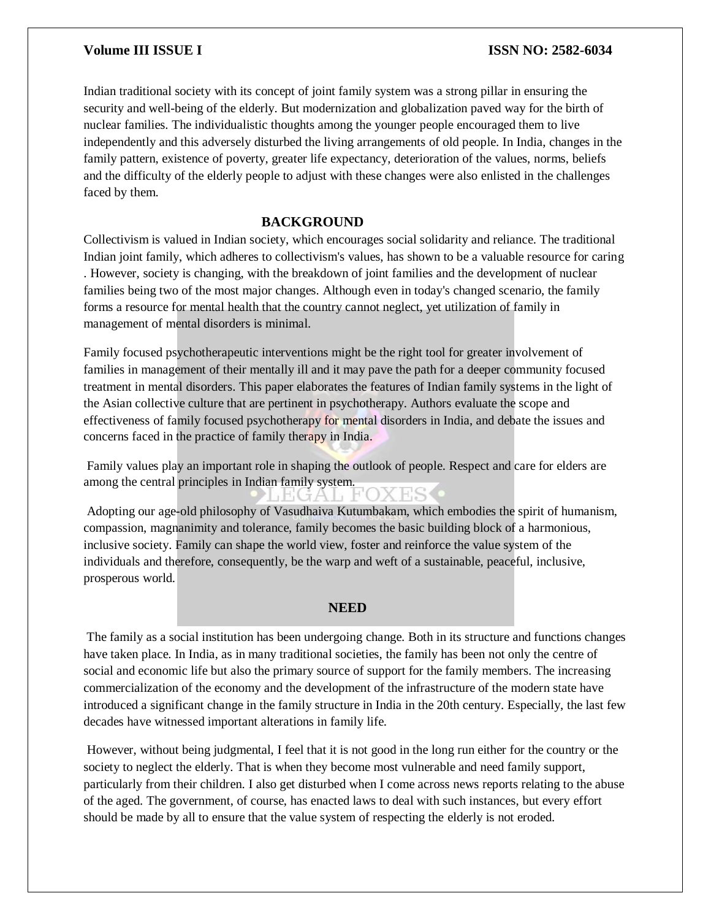Indian traditional society with its concept of joint family system was a strong pillar in ensuring the security and well-being of the elderly. But modernization and globalization paved way for the birth of nuclear families. The individualistic thoughts among the younger people encouraged them to live independently and this adversely disturbed the living arrangements of old people. In India, changes in the family pattern, existence of poverty, greater life expectancy, deterioration of the values, norms, beliefs and the difficulty of the elderly people to adjust with these changes were also enlisted in the challenges faced by them.

## BACKGROUND

Collectivism is valued in Indian society, which encourages social solidarity and reliance. The traditional Indian joint family, which adheres to collectivism's values, has shown to be a valuable resource for caring . However, society is changing, with the breakdown of joint families and the development of nuclear families being two of the most major changes. Although even in today's changed scenario, the family forms a resource for mental health that the country cannot neglect, yet utilization of family in management of mental disorders is minimal.

Family focused psychotherapeutic interventions might be the right tool for greater involvement of families in management of their mentally ill and it may pave the path for a deeper community focused treatment in mental disorders. This paper elaborates the features of Indian family systems in the light of the Asian collective culture that are pertinent in psychotherapy. Authors evaluate the scope and effectiveness of family focused psychotherapy for mental disorders in India, and debate the issues and concerns faced in the practice of family therapy in India.

Family values play an important role in shaping the outlook of people. Respect and care for elders are among the central principles in Indian family system.

Adopting our age-old philosophy of Vasudhaiva Kutumbakam, which embodies the spirit of humanism, compassion, magnanimity and tolerance, family becomes the basic building block of a harmonious, inclusive society. Family can shape the world view, foster and reinforce the value system of the individuals and therefore, consequently, be the warp and weft of a sustainable, peaceful, inclusive, prosperous world.

## NEED

The family as a social institution has been undergoing change. Both in its structure and functions changes have taken place. In India, as in many traditional societies, the family has been not only the centre of social and economic life but also the primary source of support for the family members. The increasing commercialization of the economy and the development of the infrastructure of the modern state have introduced a significant change in the family structure in India in the 20th century. Especially, the last few decades have witnessed important alterations in family life.

However, without being judgmental, I feel that it is not good in the long run either for the country or the society to neglect the elderly. That is when they become most vulnerable and need family support, particularly from their children. I also get disturbed when I come across news reports relating to the abuse of the aged. The government, of course, has enacted laws to deal with such instances, but every effort should be made by all to ensure that the value system of respecting the elderly is not eroded.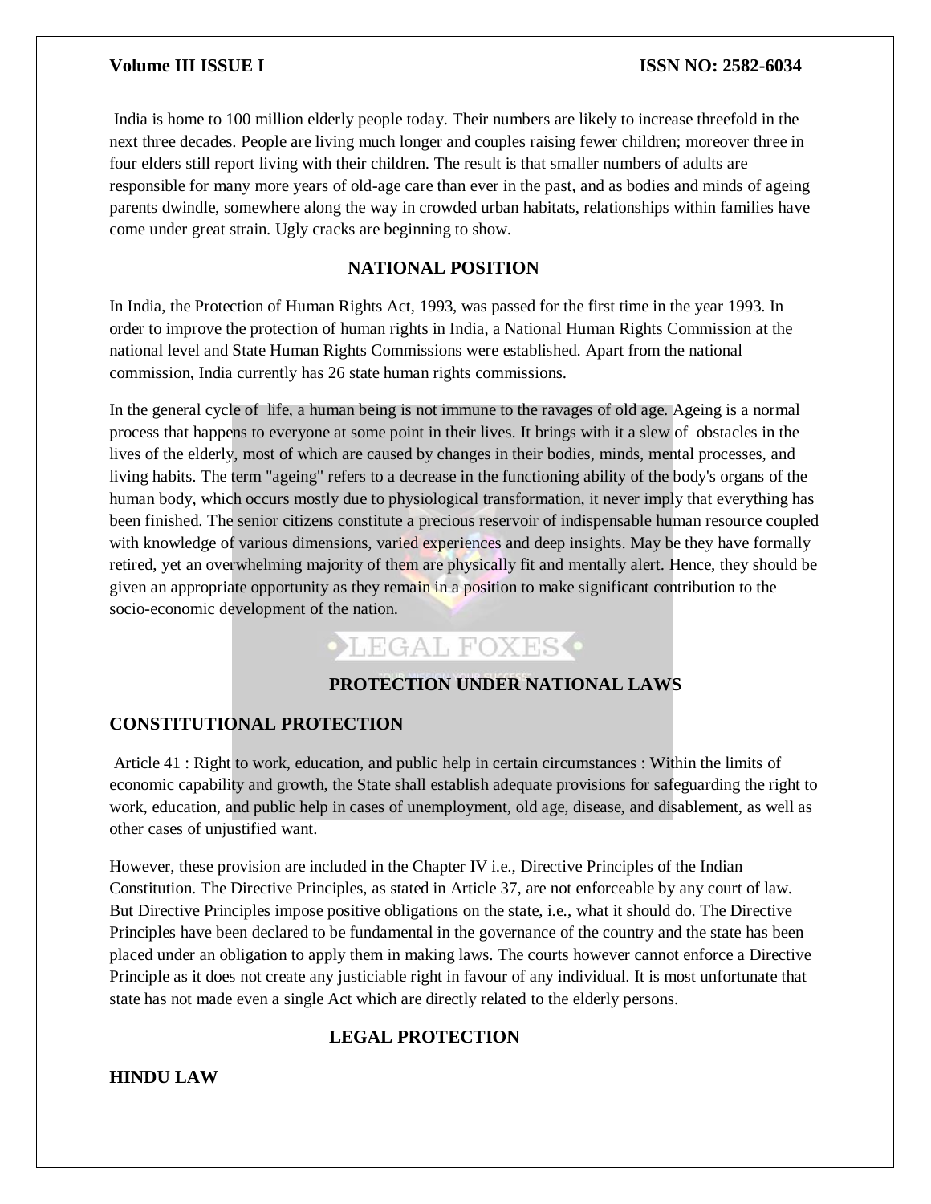India is home to 100 million elderly people today. Their numbers are likely to increase threefold in the next three decades. People are living much longer and couples raising fewer children; moreover three in four elders still report living with their children. The result is that smaller numbers of adults are responsible for many more years of old-age care than ever in the past, and as bodies and minds of ageing parents dwindle, somewhere along the way in crowded urban habitats, relationships within families have come under great strain. Ugly cracks are beginning to show.

## NATIONAL POSITION

In India, the Protection of Human Rights Act, 1993, was passed for the first time in the year 1993. In order to improve the protection of human rights in India, a National Human Rights Commission at the national level and State Human Rights Commissions were established. Apart from the national commission, India currently has 26 state human rights commissions.

In the general cycle of life, a human being is not immune to the ravages of old age. Ageing is a normal process that happens to everyone at some point in their lives. It brings with it a slew of obstacles in the lives of the elderly, most of which are caused by changes in their bodies, minds, mental processes, and living habits. The term "ageing" refers to a decrease in the functioning ability of the body's organs of the human body, which occurs mostly due to physiological transformation, it never imply that everything has been finished. The senior citizens constitute a precious reservoir of indispensable human resource coupled with knowledge of various dimensions, varied experiences and deep insights. May be they have formally retired, yet an overwhelming majority of them are physically fit and mentally alert. Hence, they should be given an appropriate opportunity as they remain in a position to make significant contribution to the socio-economic development of the nation.

## PROTECTION UNDER NATIONAL LAWS

### CONSTITUTIONAL PROTECTION

Article 41 : Right to work, education, and public help in certain circumstances : Within the limits of economic capability and growth, the State shall establish adequate provisions for safeguarding the right to work, education, and public help in cases of unemployment, old age, disease, and disablement, as well as other cases of unjustified want.

However, these provision are included in the Chapter IV i.e., Directive Principles of the Indian Constitution. The Directive Principles, as stated in Article 37, are not enforceable by any court of law. But Directive Principles impose positive obligations on the state, i.e., what it should do. The Directive Principles have been declared to be fundamental in the governance of the country and the state has been placed under an obligation to apply them in making laws. The courts however cannot enforce a Directive Principle as it does not create any justiciable right in favour of any individual. It is most unfortunate that state has not made even a single Act which are directly related to the elderly persons.

## LEGAL PROTECTION

### HINDU LAW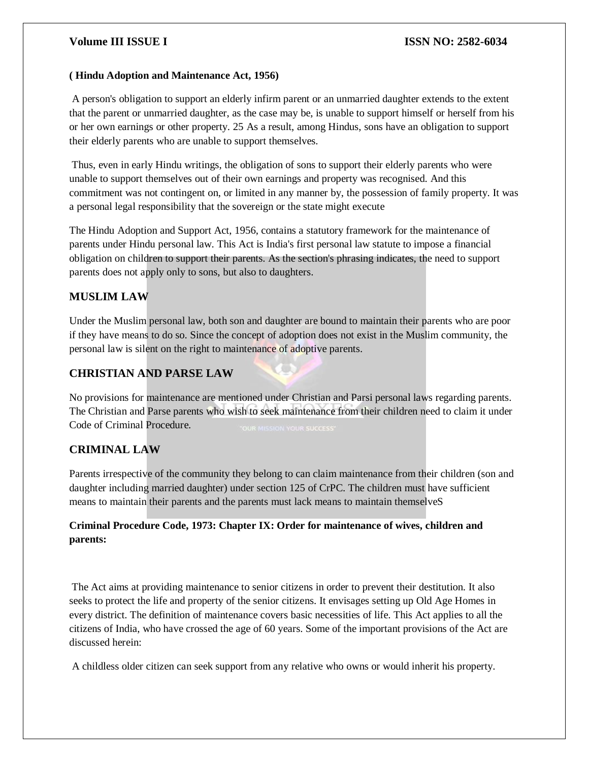**( Hindu Adoption and Maintenance Act, 1956)**

A person's obligation to support an elderly infirm parent or an unmarried daughter extends to the extent that the parent or unmarried daughter, as the case may be, is unable to support himself or herself from his or her own earnings or other property. 25 As a result, among Hindus, sons have an obligation to support their elderly parents who are unable to support themselves.

Thus, even in early Hindu writings, the obligation of sons to support their elderly parents who were unable to support themselves out of their own earnings and property was recognised. And this commitment was not contingent on, or limited in any manner by, the possession of family property. It was a personal legal responsibility that the sovereign or the state might execute

The Hindu Adoption and Support Act, 1956, contains a statutory framework for the maintenance of parents under Hindu personal law. This Act is India's first personal law statute to impose a financial obligation on children to support their parents. As the section's phrasing indicates, the need to support parents does not apply only to sons, but also to daughters.

## MUSLIM LAW

Under the Muslim personal law, both son and daughter are bound to maintain their parents who are poor if they have means to do so. Since the concept of adoption does not exist in the Muslim community, the personal law is silent on the right to maintenance of adoptive parents.

## CHRISTIAN AND PARSE LAW

No provisions for maintenance are mentioned under Christian and Parsi personal laws regarding parents. The Christian and Parse parents who wish to seek maintenance from their children need to claim it under Code of Criminal Procedure.

## CRIMINAL LAW

Parents irrespective of the community they belong to can claim maintenance from their children (son and daughter including married daughter) under section 125 of CrPC. The children must have sufficient means to maintain their parents and the parents must lack means to maintain themselveS

**Criminal Procedure Code, 1973: Chapter IX: Order for maintenance of wives, children and parents:**

The Act aims at providing maintenance to senior citizens in order to prevent their destitution. It also seeks to protect the life and property of the senior citizens. It envisages setting up Old Age Homes in every district. The definition of maintenance covers basic necessities of life. This Act applies to all the citizens of India, who have crossed the age of 60 years. Some of the important provisions of the Act are discussed herein:

A childless older citizen can seek support from any relative who owns or would inherit his property.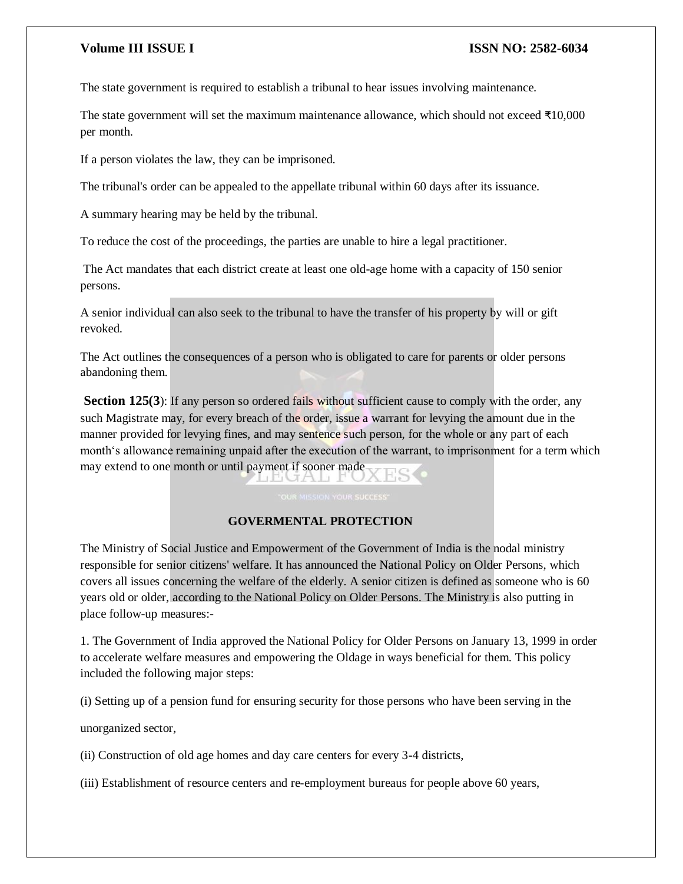The state government is required to establish a tribunal to hear issues involving maintenance.

The state government will set the maximum maintenance allowance, which should not exceed ₹10,000 per month.

If a person violates the law, they can be imprisoned.

The tribunal's order can be appealed to the appellate tribunal within 60 days after its issuance.

A summary hearing may be held by the tribunal.

To reduce the cost of the proceedings, the parties are unable to hire a legal practitioner.

The Act mandates that each district create at least one old-age home with a capacity of 150 senior persons.

A senior individual can also seek to the tribunal to have the transfer of his property by will or gift revoked.

The Act outlines the consequences of a person who is obligated to care for parents or older persons abandoning them.

**Section 125(3**): If any person so ordered fails without sufficient cause to comply with the order, any such Magistrate may, for every breach of the order, issue a warrant for levying the amount due in the manner provided for levying fines, and may sentence such person, for the whole or any part of each month's allowance remaining unpaid after the execution of the warrant, to imprisonment for a term which may extend to one month or until payment if sooner made

## GOVERMENTAL PROTECTION

The Ministry of Social Justice and Empowerment of the Government of India is the nodal ministry responsible for senior citizens' welfare. It has announced the National Policy on Older Persons, which covers all issues concerning the welfare of the elderly. A senior citizen is defined as someone who is 60 years old or older, according to the National Policy on Older Persons. The Ministry is also putting in place follow-up measures:-

1. The Government of India approved the National Policy for Older Persons on January 13, 1999 in order to accelerate welfare measures and empowering the Oldage in ways beneficial for them. This policy included the following major steps:

(i) Setting up of a pension fund for ensuring security for those persons who have been serving in the unorganized sector,

(ii) Construction of old age homes and day care centers for every 3-4 districts,

(iii) Establishment of resource centers and re-employment bureaus for people above 60 years,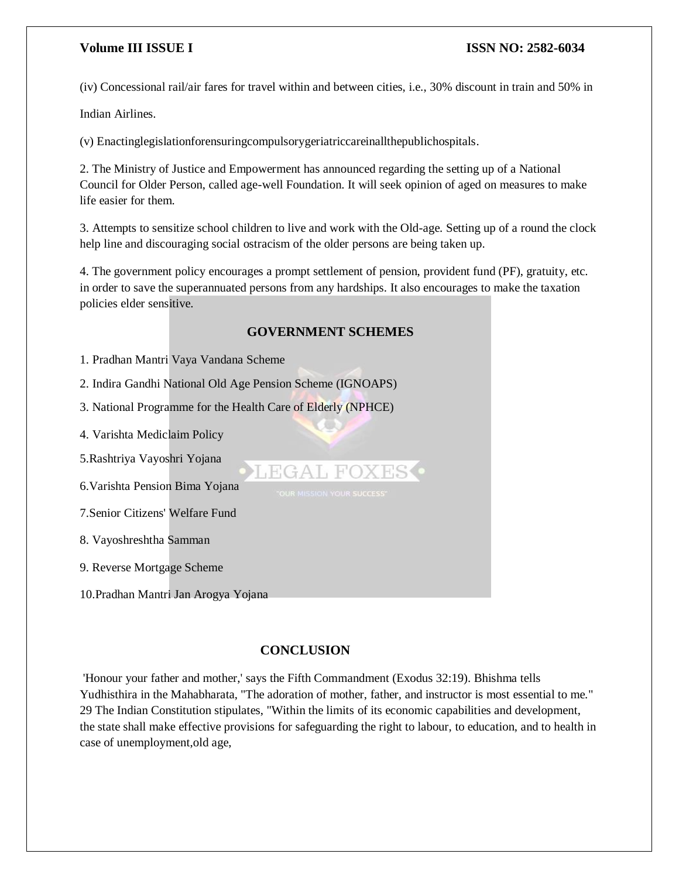(iv) Concessional rail/air fares for travel within and between cities, i.e., 30% discount in train and 50% in Indian Airlines.

(v) Enactinglegislationforensuringcompulsorygeriatriccareinallthepublichospitals.

2. The Ministry of Justice and Empowerment has announced regarding the setting up of a National Council for Older Person, called age-well Foundation. It will seek opinion of aged on measures to make life easier for them.

3. Attempts to sensitize school children to live and work with the Old-age. Setting up of a round the clock help line and discouraging social ostracism of the older persons are being taken up.

4. The government policy encourages a prompt settlement of pension, provident fund (PF), gratuity, etc. in order to save the superannuated persons from any hardships. It also encourages to make the taxation policies elder sensitive.

## GOVERNMENT SCHEMES

1. Pradhan Mantri Vaya Vandana Scheme
2. Indira Gandhi National Old Age Pension Scheme (IGNOAPS)
3. National Programme for the Health Care of Elderly (NPHCE)
4. Varishta Mediclaim Policy
5. Rashtriya Vayoshri Yojana
6. Varishta Pension Bima Yojana
7. Senior Citizens' Welfare Fund
8. Vayoshreshtha Samman
9. Reverse Mortgage Scheme
10. Pradhan Mantri Jan Arogya Yojana

## CONCLUSION

'Honour your father and mother,' says the Fifth Commandment (Exodus 32:19). Bhishma tells Yudhisthira in the Mahabharata, "The adoration of mother, father, and instructor is most essential to me." 29 The Indian Constitution stipulates, "Within the limits of its economic capabilities and development, the state shall make effective provisions for safeguarding the right to labour, to education, and to health in case of unemployment,old age,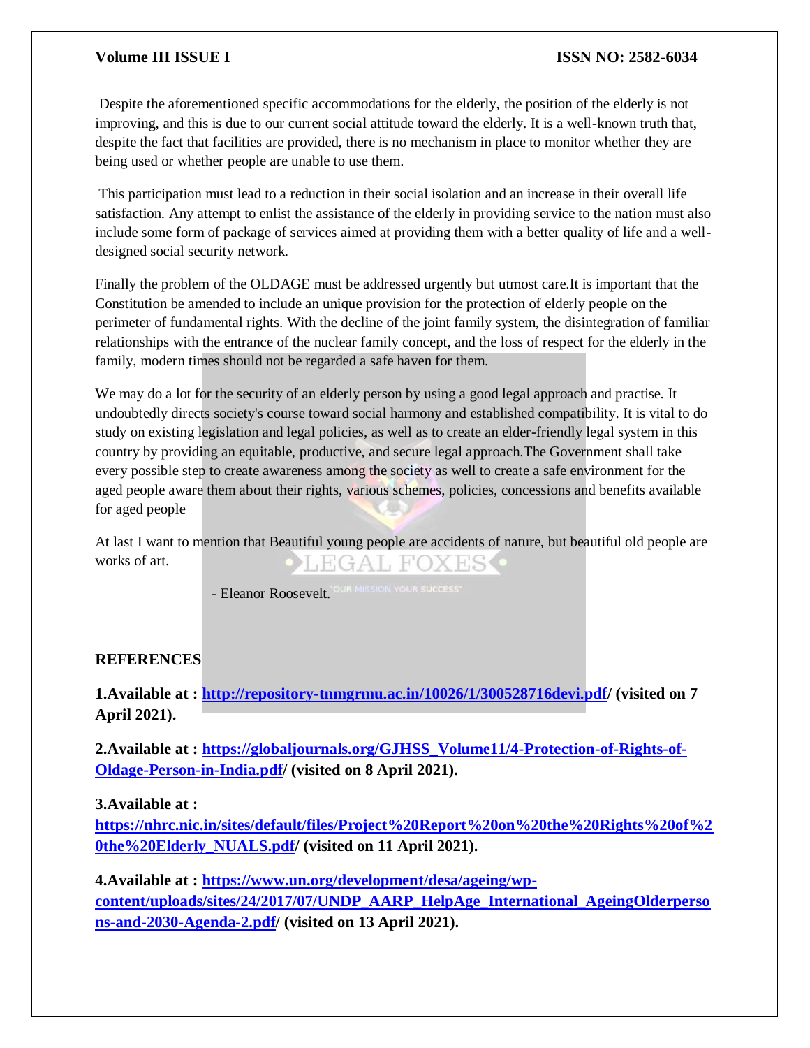Despite the aforementioned specific accommodations for the elderly, the position of the elderly is not improving, and this is due to our current social attitude toward the elderly. It is a well-known truth that, despite the fact that facilities are provided, there is no mechanism in place to monitor whether they are being used or whether people are unable to use them.

This participation must lead to a reduction in their social isolation and an increase in their overall life satisfaction. Any attempt to enlist the assistance of the elderly in providing service to the nation must also include some form of package of services aimed at providing them with a better quality of life and a well-designed social security network.

Finally the problem of the OLDAGE must be addressed urgently but utmost care.It is important that the Constitution be amended to include an unique provision for the protection of elderly people on the perimeter of fundamental rights. With the decline of the joint family system, the disintegration of familiar relationships with the entrance of the nuclear family concept, and the loss of respect for the elderly in the family, modern times should not be regarded a safe haven for them.

We may do a lot for the security of an elderly person by using a good legal approach and practise. It undoubtedly directs society's course toward social harmony and established compatibility. It is vital to do study on existing legislation and legal policies, as well as to create an elder-friendly legal system in this country by providing an equitable, productive, and secure legal approach.The Government shall take every possible step to create awareness among the society as well to create a safe environment for the aged people aware them about their rights, various schemes, policies, concessions and benefits available for aged people

At last I want to mention that Beautiful young people are accidents of nature, but beautiful old people are works of art.

- Eleanor Roosevelt.

**REFERENCES**

**1.Available at : http://repository-tnmgrmu.ac.in/10026/1/300528716devi.pdf/ (visited on 7 April 2021).**

**2.Available at : https://globaljournals.org/GJHSS_Volume11/4-Protection-of-Rights-of-Oldage-Person-in-India.pdf/ (visited on 8 April 2021).**

**3.Available at : https://nhrc.nic.in/sites/default/files/Project%20Report%20on%20the%20Rights%20of%20the%20Elderly_NUALS.pdf/ (visited on 11 April 2021).**

**4.Available at : https://www.un.org/development/desa/ageing/wp-content/uploads/sites/24/2017/07/UNDP_AARP_HelpAge_International_AgeingOlderpersons-and-2030-Agenda-2.pdf/ (visited on 13 April 2021).**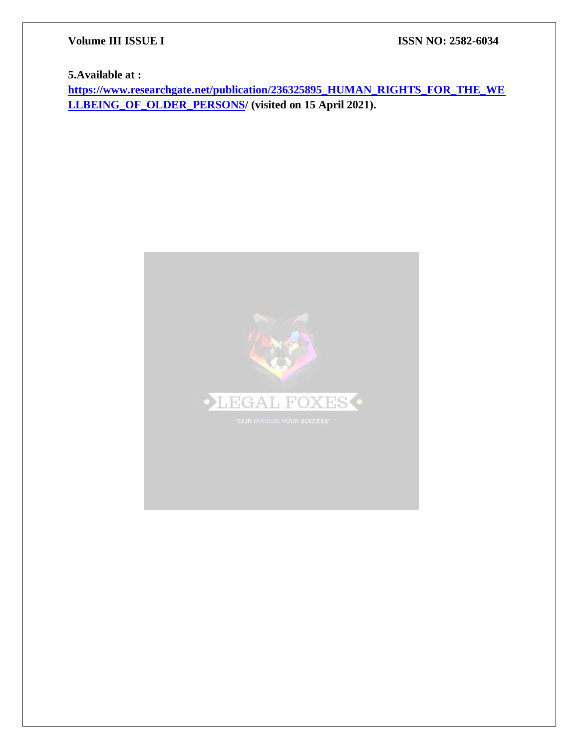**5.Available at :**
**[https://www.researchgate.net/publication/236325895_HUMAN_RIGHTS_FOR_THE_WELLBEING_OF_OLDER_PERSONS](https://www.researchgate.net/publication/236325895_HUMAN_RIGHTS_FOR_THE_WELLBEING_OF_OLDER_PERSONS)/ (visited on 15 April 2021).**